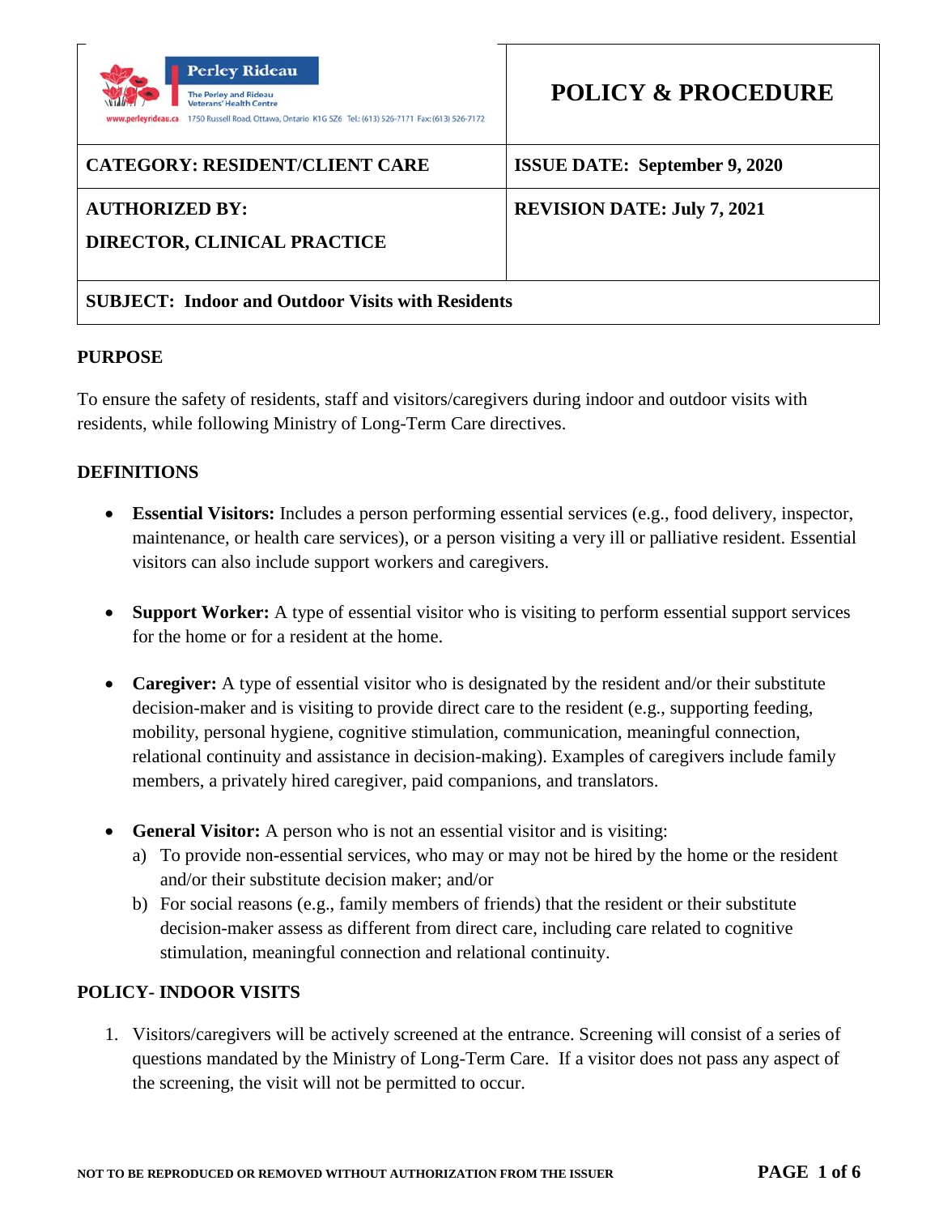| Perley Rideau – The Perley and Rideau Veterans' Health Centre – www.perleyrideau.ca 1750 Russell Road, Ottawa, Ontario K1G 5Z6 Tel.: (613) 526-7171 Fax: (613) 526-7172 | **POLICY & PROCEDURE** |
|---|---|
| **CATEGORY: RESIDENT/CLIENT CARE** | **ISSUE DATE: September 9, 2020** |
| **AUTHORIZED BY:**<br>**DIRECTOR, CLINICAL PRACTICE** | **REVISION DATE: July 7, 2021** |
| **SUBJECT: Indoor and Outdoor Visits with Residents** | |

## PURPOSE

To ensure the safety of residents, staff and visitors/caregivers during indoor and outdoor visits with residents, while following Ministry of Long-Term Care directives.

## DEFINITIONS

- **Essential Visitors:** Includes a person performing essential services (e.g., food delivery, inspector, maintenance, or health care services), or a person visiting a very ill or palliative resident. Essential visitors can also include support workers and caregivers.

- **Support Worker:** A type of essential visitor who is visiting to perform essential support services for the home or for a resident at the home.

- **Caregiver:** A type of essential visitor who is designated by the resident and/or their substitute decision-maker and is visiting to provide direct care to the resident (e.g., supporting feeding, mobility, personal hygiene, cognitive stimulation, communication, meaningful connection, relational continuity and assistance in decision-making). Examples of caregivers include family members, a privately hired caregiver, paid companions, and translators.

- **General Visitor:** A person who is not an essential visitor and is visiting:
  a) To provide non-essential services, who may or may not be hired by the home or the resident and/or their substitute decision maker; and/or
  b) For social reasons (e.g., family members of friends) that the resident or their substitute decision-maker assess as different from direct care, including care related to cognitive stimulation, meaningful connection and relational continuity.

## POLICY- INDOOR VISITS

1. Visitors/caregivers will be actively screened at the entrance. Screening will consist of a series of questions mandated by the Ministry of Long-Term Care. If a visitor does not pass any aspect of the screening, the visit will not be permitted to occur.

NOT TO BE REPRODUCED OR REMOVED WITHOUT AUTHORIZATION FROM THE ISSUER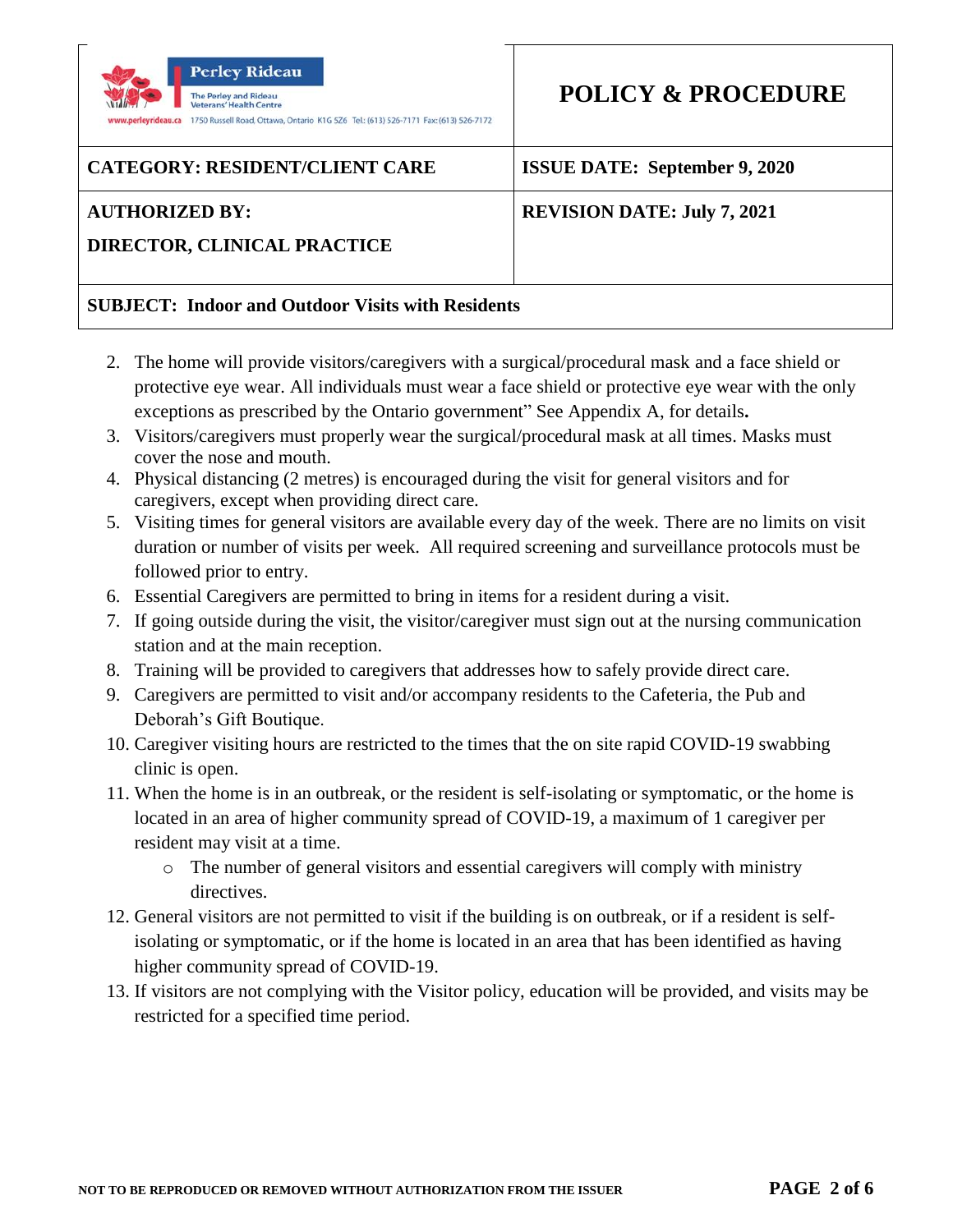2. The home will provide visitors/caregivers with a surgical/procedural mask and a face shield or protective eye wear. All individuals must wear a face shield or protective eye wear with the only exceptions as prescribed by the Ontario government" See Appendix A, for details**.**
3. Visitors/caregivers must properly wear the surgical/procedural mask at all times. Masks must cover the nose and mouth.
4. Physical distancing (2 metres) is encouraged during the visit for general visitors and for caregivers, except when providing direct care.
5. Visiting times for general visitors are available every day of the week. There are no limits on visit duration or number of visits per week. All required screening and surveillance protocols must be followed prior to entry.
6. Essential Caregivers are permitted to bring in items for a resident during a visit.
7. If going outside during the visit, the visitor/caregiver must sign out at the nursing communication station and at the main reception.
8. Training will be provided to caregivers that addresses how to safely provide direct care.
9. Caregivers are permitted to visit and/or accompany residents to the Cafeteria, the Pub and Deborah's Gift Boutique.
10. Caregiver visiting hours are restricted to the times that the on site rapid COVID-19 swabbing clinic is open.
11. When the home is in an outbreak, or the resident is self-isolating or symptomatic, or the home is located in an area of higher community spread of COVID-19, a maximum of 1 caregiver per resident may visit at a time.
    - The number of general visitors and essential caregivers will comply with ministry directives.
12. General visitors are not permitted to visit if the building is on outbreak, or if a resident is self-isolating or symptomatic, or if the home is located in an area that has been identified as having higher community spread of COVID-19.
13. If visitors are not complying with the Visitor policy, education will be provided, and visits may be restricted for a specified time period.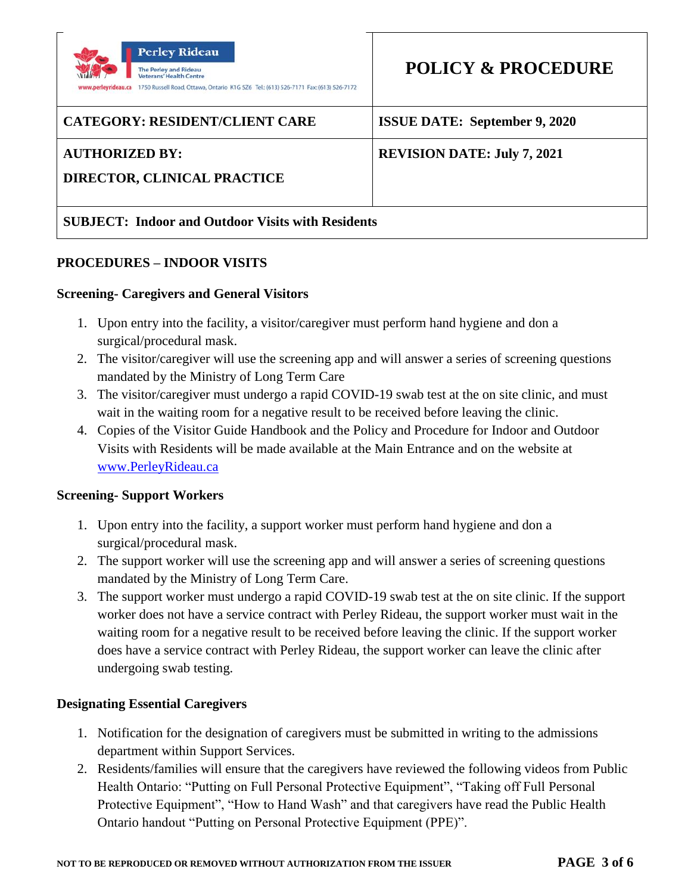| Perley Rideau — The Perley and Rideau Veterans' Health Centre — www.perleyrideau.ca 1750 Russell Road, Ottawa, Ontario K1G 5Z6 Tel.: (613) 526-7171 Fax: (613) 526-7172 | **POLICY & PROCEDURE** |
|---|---|
| **CATEGORY: RESIDENT/CLIENT CARE** | **ISSUE DATE: September 9, 2020** |
| **AUTHORIZED BY: DIRECTOR, CLINICAL PRACTICE** | **REVISION DATE: July 7, 2021** |
| **SUBJECT: Indoor and Outdoor Visits with Residents** | |

## PROCEDURES – INDOOR VISITS

### Screening- Caregivers and General Visitors

1. Upon entry into the facility, a visitor/caregiver must perform hand hygiene and don a surgical/procedural mask.
2. The visitor/caregiver will use the screening app and will answer a series of screening questions mandated by the Ministry of Long Term Care
3. The visitor/caregiver must undergo a rapid COVID-19 swab test at the on site clinic, and must wait in the waiting room for a negative result to be received before leaving the clinic.
4. Copies of the Visitor Guide Handbook and the Policy and Procedure for Indoor and Outdoor Visits with Residents will be made available at the Main Entrance and on the website at www.PerleyRideau.ca

### Screening- Support Workers

1. Upon entry into the facility, a support worker must perform hand hygiene and don a surgical/procedural mask.
2. The support worker will use the screening app and will answer a series of screening questions mandated by the Ministry of Long Term Care.
3. The support worker must undergo a rapid COVID-19 swab test at the on site clinic. If the support worker does not have a service contract with Perley Rideau, the support worker must wait in the waiting room for a negative result to be received before leaving the clinic. If the support worker does have a service contract with Perley Rideau, the support worker can leave the clinic after undergoing swab testing.

### Designating Essential Caregivers

1. Notification for the designation of caregivers must be submitted in writing to the admissions department within Support Services.
2. Residents/families will ensure that the caregivers have reviewed the following videos from Public Health Ontario: "Putting on Full Personal Protective Equipment", "Taking off Full Personal Protective Equipment", "How to Hand Wash" and that caregivers have read the Public Health Ontario handout "Putting on Personal Protective Equipment (PPE)".

NOT TO BE REPRODUCED OR REMOVED WITHOUT AUTHORIZATION FROM THE ISSUER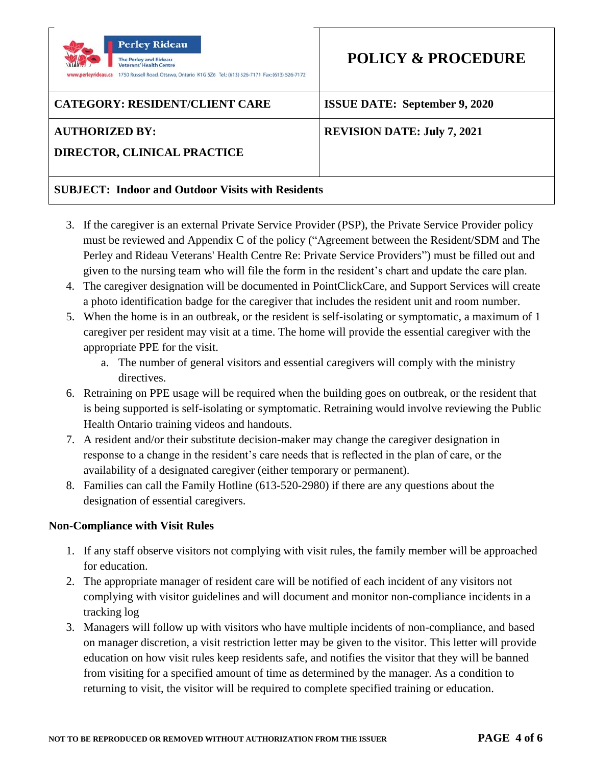3. If the caregiver is an external Private Service Provider (PSP), the Private Service Provider policy must be reviewed and Appendix C of the policy ("Agreement between the Resident/SDM and The Perley and Rideau Veterans' Health Centre Re: Private Service Providers") must be filled out and given to the nursing team who will file the form in the resident's chart and update the care plan.
4. The caregiver designation will be documented in PointClickCare, and Support Services will create a photo identification badge for the caregiver that includes the resident unit and room number.
5. When the home is in an outbreak, or the resident is self-isolating or symptomatic, a maximum of 1 caregiver per resident may visit at a time. The home will provide the essential caregiver with the appropriate PPE for the visit.
    a. The number of general visitors and essential caregivers will comply with the ministry directives.
6. Retraining on PPE usage will be required when the building goes on outbreak, or the resident that is being supported is self-isolating or symptomatic. Retraining would involve reviewing the Public Health Ontario training videos and handouts.
7. A resident and/or their substitute decision-maker may change the caregiver designation in response to a change in the resident's care needs that is reflected in the plan of care, or the availability of a designated caregiver (either temporary or permanent).
8. Families can call the Family Hotline (613-520-2980) if there are any questions about the designation of essential caregivers.

**Non-Compliance with Visit Rules**

1. If any staff observe visitors not complying with visit rules, the family member will be approached for education.
2. The appropriate manager of resident care will be notified of each incident of any visitors not complying with visitor guidelines and will document and monitor non-compliance incidents in a tracking log
3. Managers will follow up with visitors who have multiple incidents of non-compliance, and based on manager discretion, a visit restriction letter may be given to the visitor. This letter will provide education on how visit rules keep residents safe, and notifies the visitor that they will be banned from visiting for a specified amount of time as determined by the manager. As a condition to returning to visit, the visitor will be required to complete specified training or education.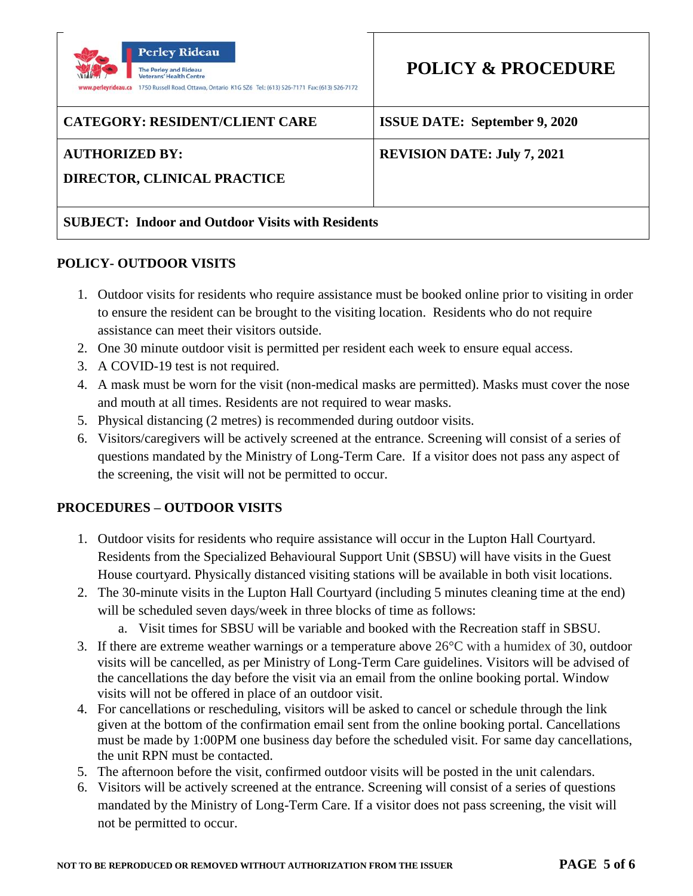| Perley Rideau – The Perley and Rideau Veterans' Health Centre – www.perleyrideau.ca 1750 Russell Road, Ottawa, Ontario K1G 5Z6 Tel.: (613) 526-7171 Fax: (613) 526-7172 | **POLICY & PROCEDURE** |
|---|---|
| **CATEGORY: RESIDENT/CLIENT CARE** | **ISSUE DATE: September 9, 2020** |
| **AUTHORIZED BY:**<br>**DIRECTOR, CLINICAL PRACTICE** | **REVISION DATE: July 7, 2021** |
| **SUBJECT: Indoor and Outdoor Visits with Residents** | |

## POLICY- OUTDOOR VISITS

1. Outdoor visits for residents who require assistance must be booked online prior to visiting in order to ensure the resident can be brought to the visiting location. Residents who do not require assistance can meet their visitors outside.
2. One 30 minute outdoor visit is permitted per resident each week to ensure equal access.
3. A COVID-19 test is not required.
4. A mask must be worn for the visit (non-medical masks are permitted). Masks must cover the nose and mouth at all times. Residents are not required to wear masks.
5. Physical distancing (2 metres) is recommended during outdoor visits.
6. Visitors/caregivers will be actively screened at the entrance. Screening will consist of a series of questions mandated by the Ministry of Long-Term Care. If a visitor does not pass any aspect of the screening, the visit will not be permitted to occur.

## PROCEDURES – OUTDOOR VISITS

1. Outdoor visits for residents who require assistance will occur in the Lupton Hall Courtyard. Residents from the Specialized Behavioural Support Unit (SBSU) will have visits in the Guest House courtyard. Physically distanced visiting stations will be available in both visit locations.
2. The 30-minute visits in the Lupton Hall Courtyard (including 5 minutes cleaning time at the end) will be scheduled seven days/week in three blocks of time as follows:
   a. Visit times for SBSU will be variable and booked with the Recreation staff in SBSU.
3. If there are extreme weather warnings or a temperature above 26°C with a humidex of 30, outdoor visits will be cancelled, as per Ministry of Long-Term Care guidelines. Visitors will be advised of the cancellations the day before the visit via an email from the online booking portal. Window visits will not be offered in place of an outdoor visit.
4. For cancellations or rescheduling, visitors will be asked to cancel or schedule through the link given at the bottom of the confirmation email sent from the online booking portal. Cancellations must be made by 1:00PM one business day before the scheduled visit. For same day cancellations, the unit RPN must be contacted.
5. The afternoon before the visit, confirmed outdoor visits will be posted in the unit calendars.
6. Visitors will be actively screened at the entrance. Screening will consist of a series of questions mandated by the Ministry of Long-Term Care. If a visitor does not pass screening, the visit will not be permitted to occur.

**NOT TO BE REPRODUCED OR REMOVED WITHOUT AUTHORIZATION FROM THE ISSUER**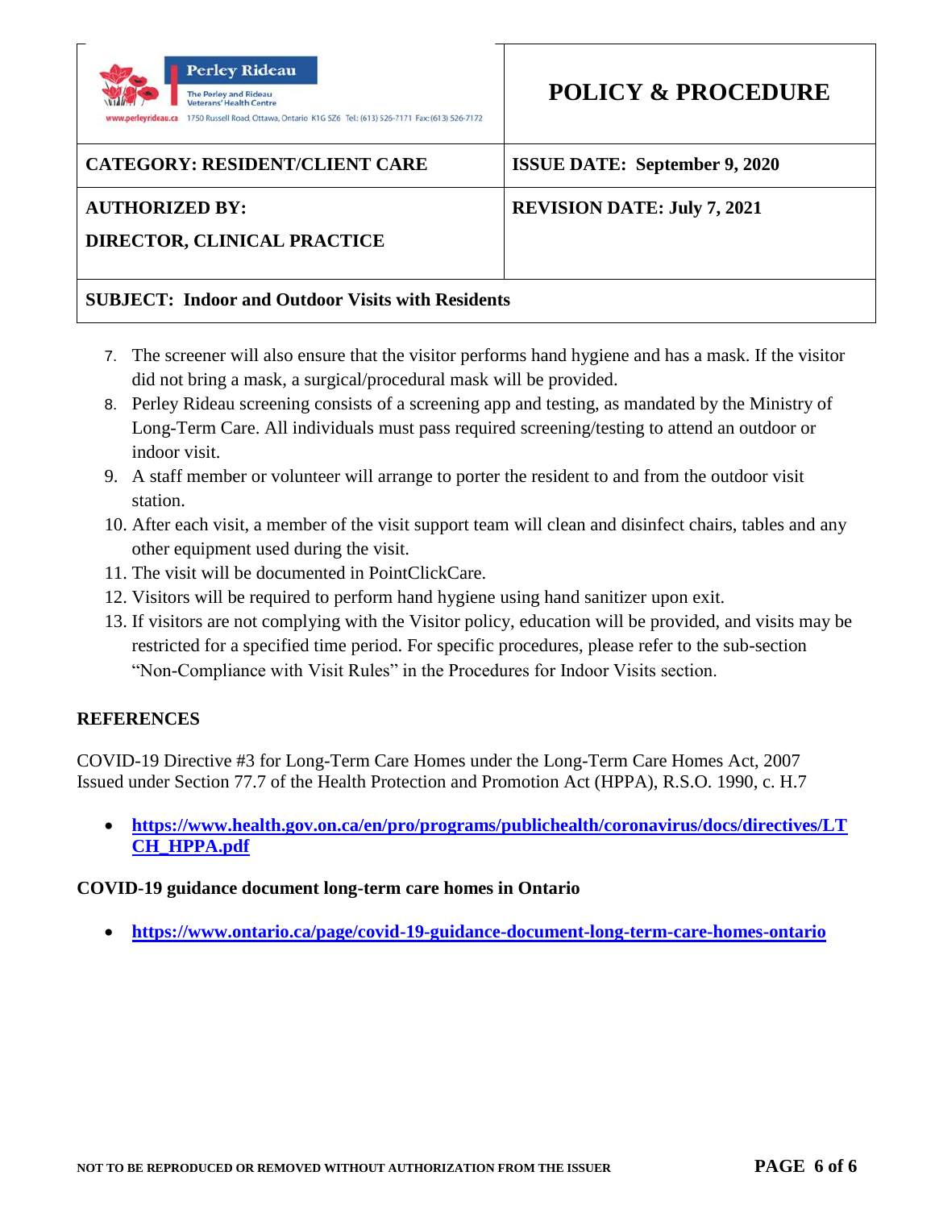7. The screener will also ensure that the visitor performs hand hygiene and has a mask. If the visitor did not bring a mask, a surgical/procedural mask will be provided.
8. Perley Rideau screening consists of a screening app and testing, as mandated by the Ministry of Long-Term Care. All individuals must pass required screening/testing to attend an outdoor or indoor visit.
9. A staff member or volunteer will arrange to porter the resident to and from the outdoor visit station.
10. After each visit, a member of the visit support team will clean and disinfect chairs, tables and any other equipment used during the visit.
11. The visit will be documented in PointClickCare.
12. Visitors will be required to perform hand hygiene using hand sanitizer upon exit.
13. If visitors are not complying with the Visitor policy, education will be provided, and visits may be restricted for a specified time period. For specific procedures, please refer to the sub-section "Non-Compliance with Visit Rules" in the Procedures for Indoor Visits section.

## REFERENCES

COVID-19 Directive #3 for Long-Term Care Homes under the Long-Term Care Homes Act, 2007
Issued under Section 77.7 of the Health Protection and Promotion Act (HPPA), R.S.O. 1990, c. H.7

- **https://www.health.gov.on.ca/en/pro/programs/publichealth/coronavirus/docs/directives/LTCH_HPPA.pdf**

**COVID-19 guidance document long-term care homes in Ontario**

- **https://www.ontario.ca/page/covid-19-guidance-document-long-term-care-homes-ontario**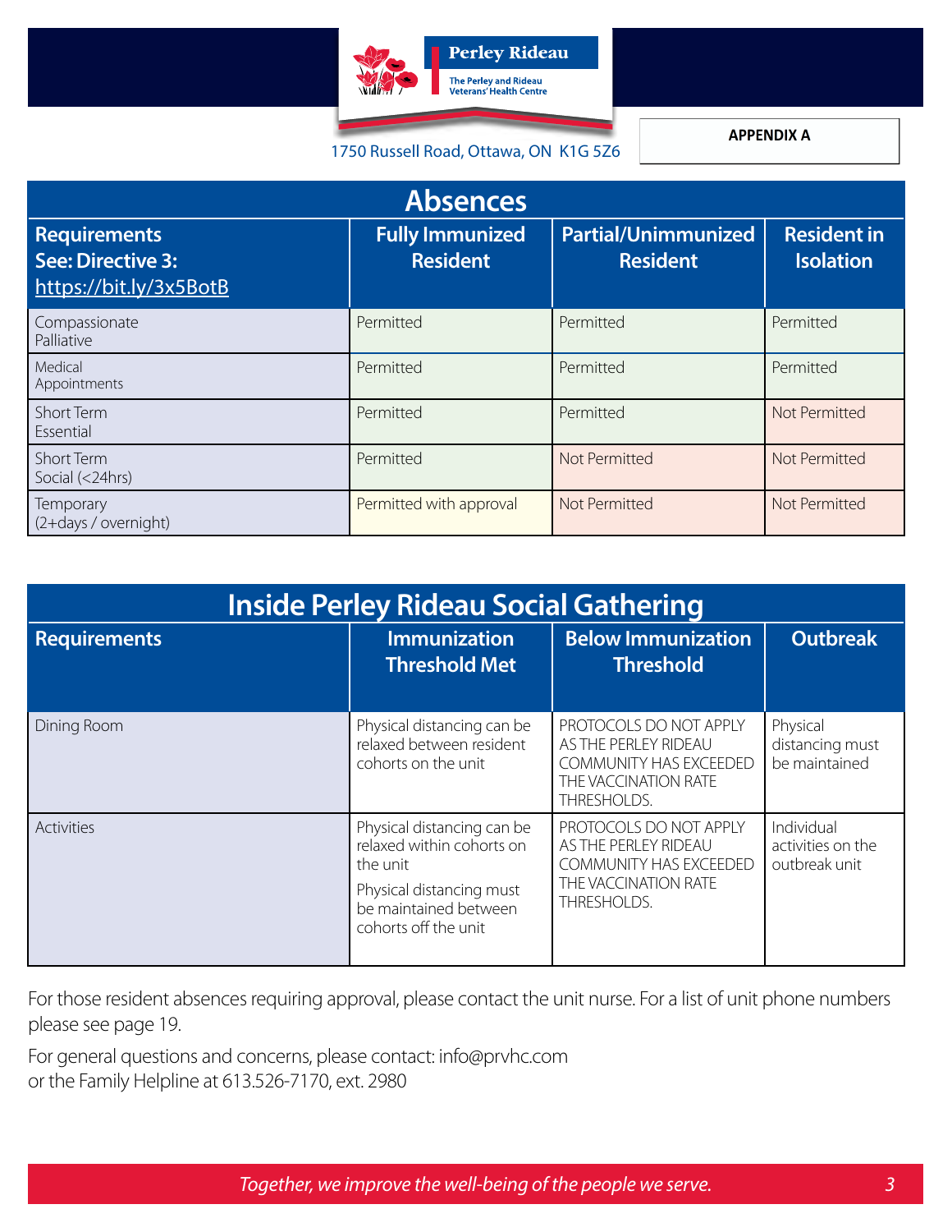Perley Rideau

The Perley and Rideau Veterans' Health Centre

1750 Russell Road, Ottawa, ON K1G 5Z6

**APPENDIX A**

## Absences

| Requirements See: Directive 3: https://bit.ly/3x5BotB | Fully Immunized Resident | Partial/Unimmunized Resident | Resident in Isolation |
|---|---|---|---|
| Compassionate Palliative | Permitted | Permitted | Permitted |
| Medical Appointments | Permitted | Permitted | Permitted |
| Short Term Essential | Permitted | Permitted | Not Permitted |
| Short Term Social (<24hrs) | Permitted | Not Permitted | Not Permitted |
| Temporary (2+days / overnight) | Permitted with approval | Not Permitted | Not Permitted |

## Inside Perley Rideau Social Gathering

| Requirements | Immunization Threshold Met | Below Immunization Threshold | Outbreak |
|---|---|---|---|
| Dining Room | Physical distancing can be relaxed between resident cohorts on the unit | PROTOCOLS DO NOT APPLY AS THE PERLEY RIDEAU COMMUNITY HAS EXCEEDED THE VACCINATION RATE THRESHOLDS. | Physical distancing must be maintained |
| Activities | Physical distancing can be relaxed within cohorts on the unit<br><br>Physical distancing must be maintained between cohorts off the unit | PROTOCOLS DO NOT APPLY AS THE PERLEY RIDEAU COMMUNITY HAS EXCEEDED THE VACCINATION RATE THRESHOLDS. | Individual activities on the outbreak unit |

For those resident absences requiring approval, please contact the unit nurse. For a list of unit phone numbers please see page 19.

For general questions and concerns, please contact: info@prvhc.com
or the Family Helpline at 613.526-7170, ext. 2980

*Together, we improve the well-being of the people we serve.*